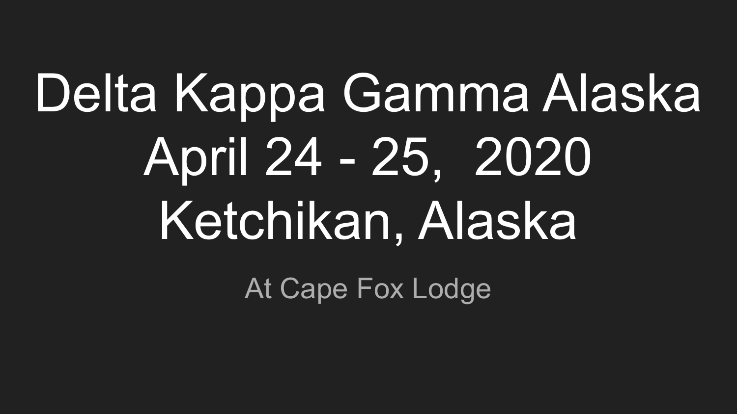# Delta Kappa Gamma Alaska
# April 24 - 25, 2020
# Ketchikan, Alaska

At Cape Fox Lodge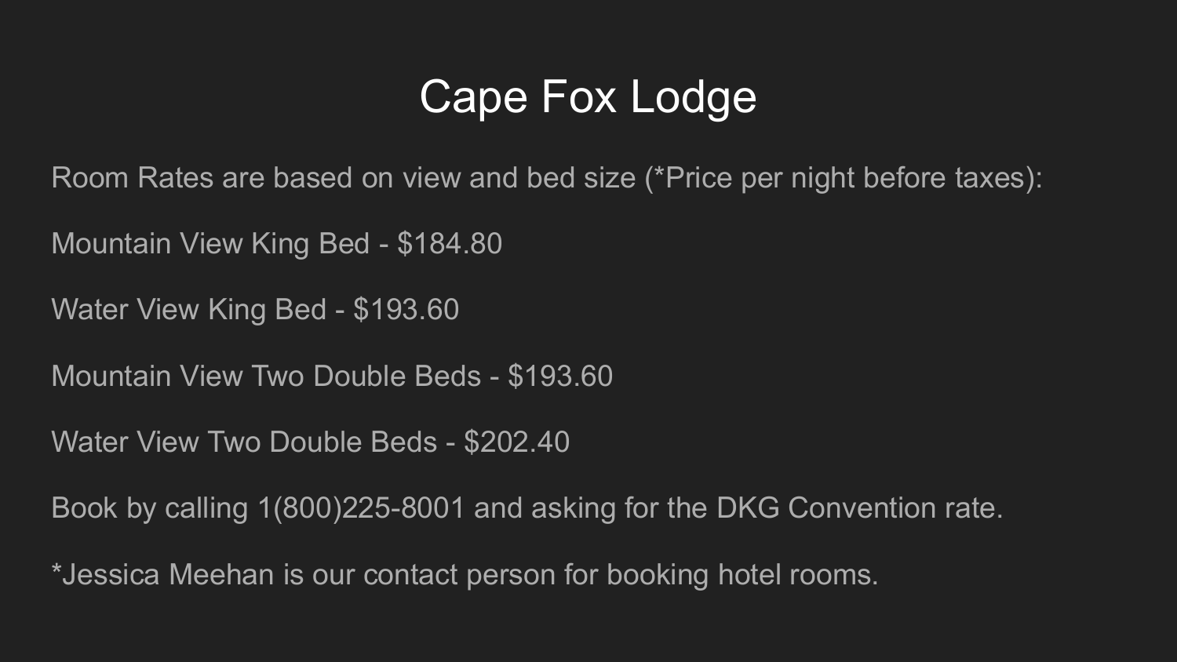# Cape Fox Lodge

Room Rates are based on view and bed size (*Price per night before taxes):

Mountain View King Bed - $184.80

Water View King Bed - $193.60

Mountain View Two Double Beds - $193.60

Water View Two Double Beds - $202.40

Book by calling 1(800)225-8001 and asking for the DKG Convention rate.

*Jessica Meehan is our contact person for booking hotel rooms.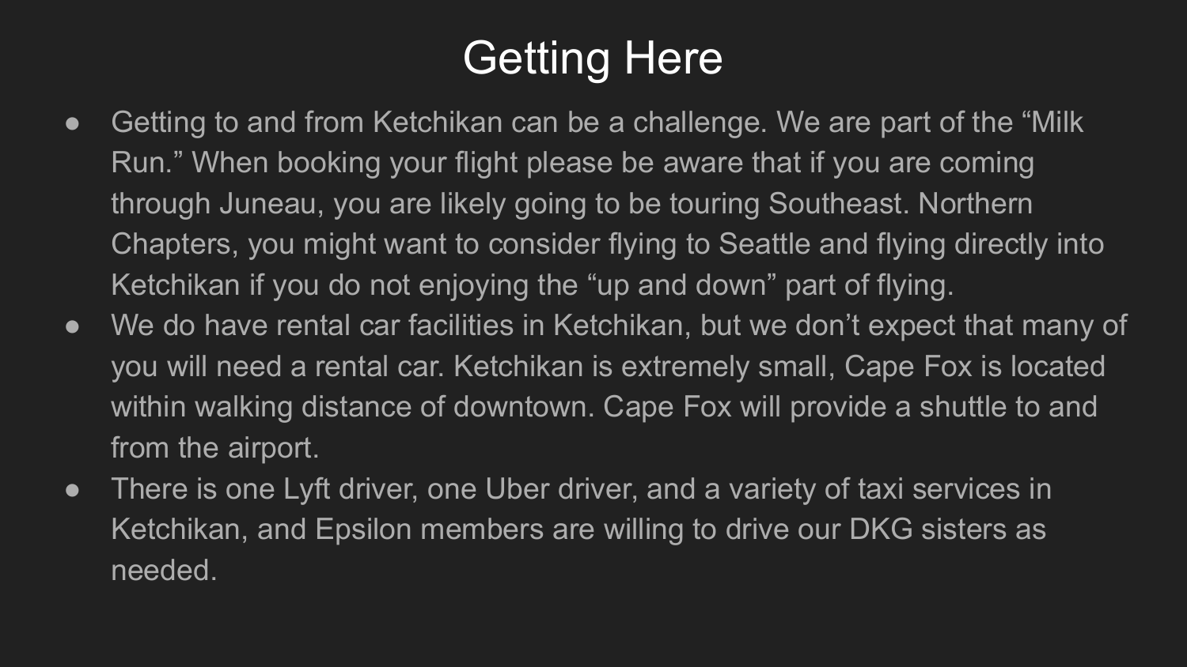# Getting Here

- Getting to and from Ketchikan can be a challenge. We are part of the "Milk Run." When booking your flight please be aware that if you are coming through Juneau, you are likely going to be touring Southeast. Northern Chapters, you might want to consider flying to Seattle and flying directly into Ketchikan if you do not enjoying the "up and down" part of flying.
- We do have rental car facilities in Ketchikan, but we don't expect that many of you will need a rental car. Ketchikan is extremely small, Cape Fox is located within walking distance of downtown. Cape Fox will provide a shuttle to and from the airport.
- There is one Lyft driver, one Uber driver, and a variety of taxi services in Ketchikan, and Epsilon members are willing to drive our DKG sisters as needed.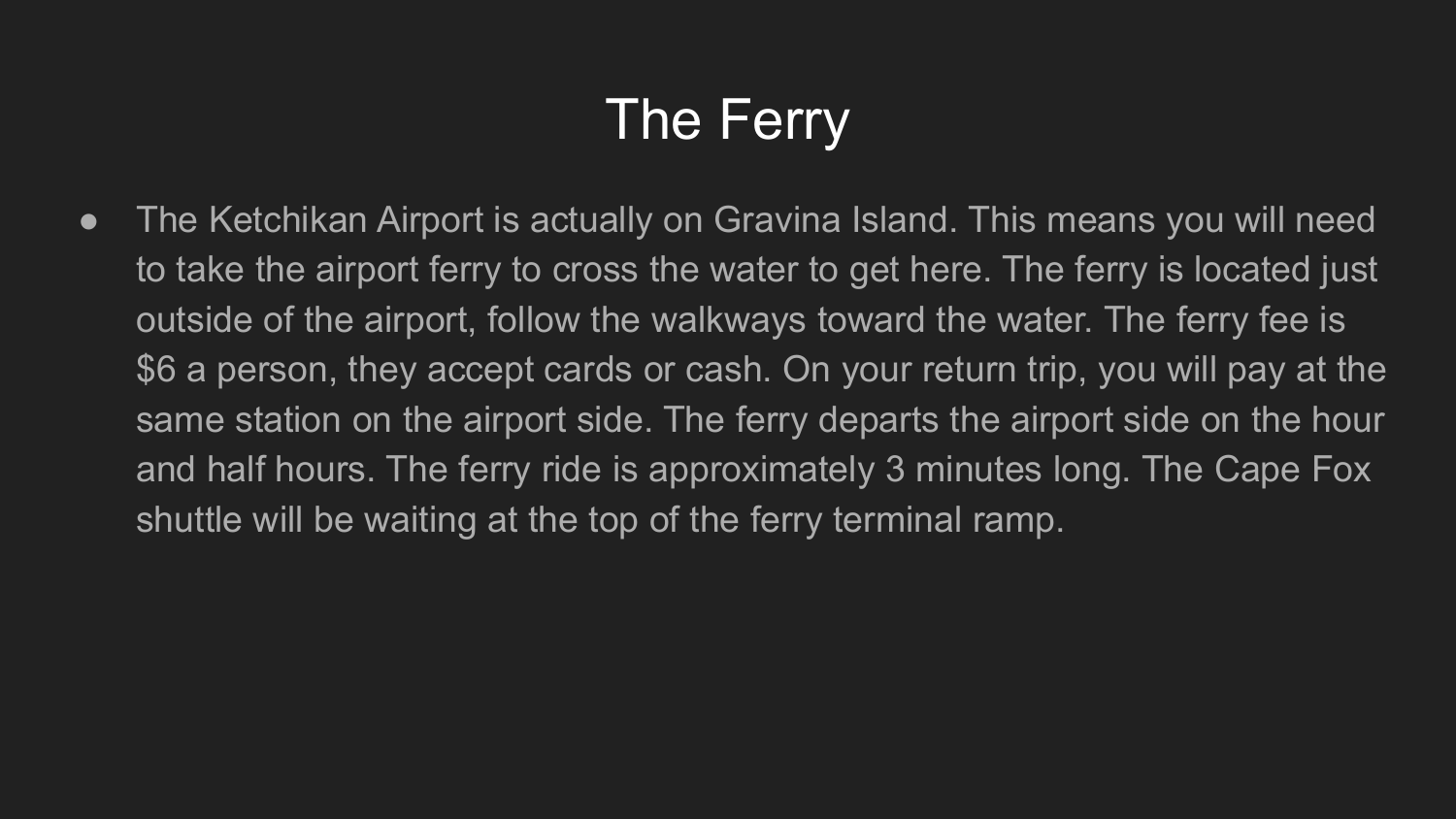# The Ferry

- The Ketchikan Airport is actually on Gravina Island. This means you will need to take the airport ferry to cross the water to get here. The ferry is located just outside of the airport, follow the walkways toward the water. The ferry fee is $6 a person, they accept cards or cash. On your return trip, you will pay at the same station on the airport side. The ferry departs the airport side on the hour and half hours. The ferry ride is approximately 3 minutes long. The Cape Fox shuttle will be waiting at the top of the ferry terminal ramp.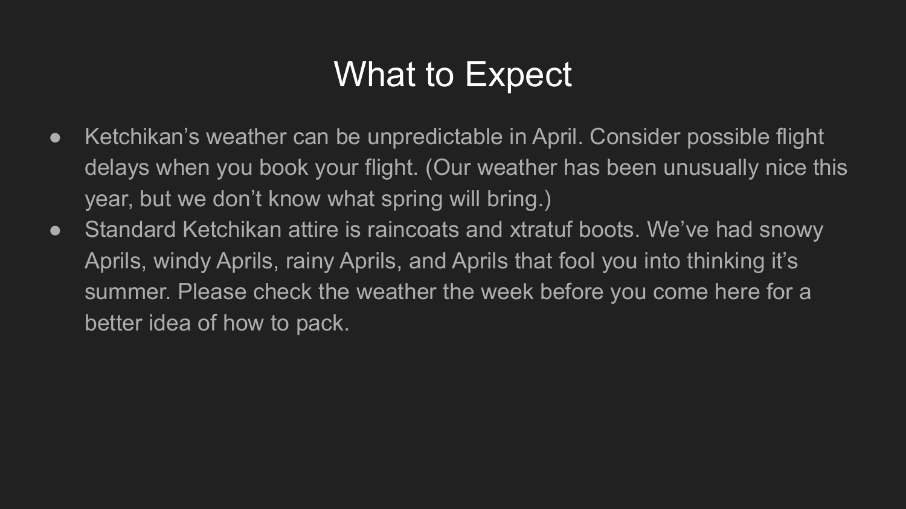# What to Expect

- Ketchikan's weather can be unpredictable in April. Consider possible flight delays when you book your flight. (Our weather has been unusually nice this year, but we don't know what spring will bring.)
- Standard Ketchikan attire is raincoats and xtratuf boots. We've had snowy Aprils, windy Aprils, rainy Aprils, and Aprils that fool you into thinking it's summer. Please check the weather the week before you come here for a better idea of how to pack.